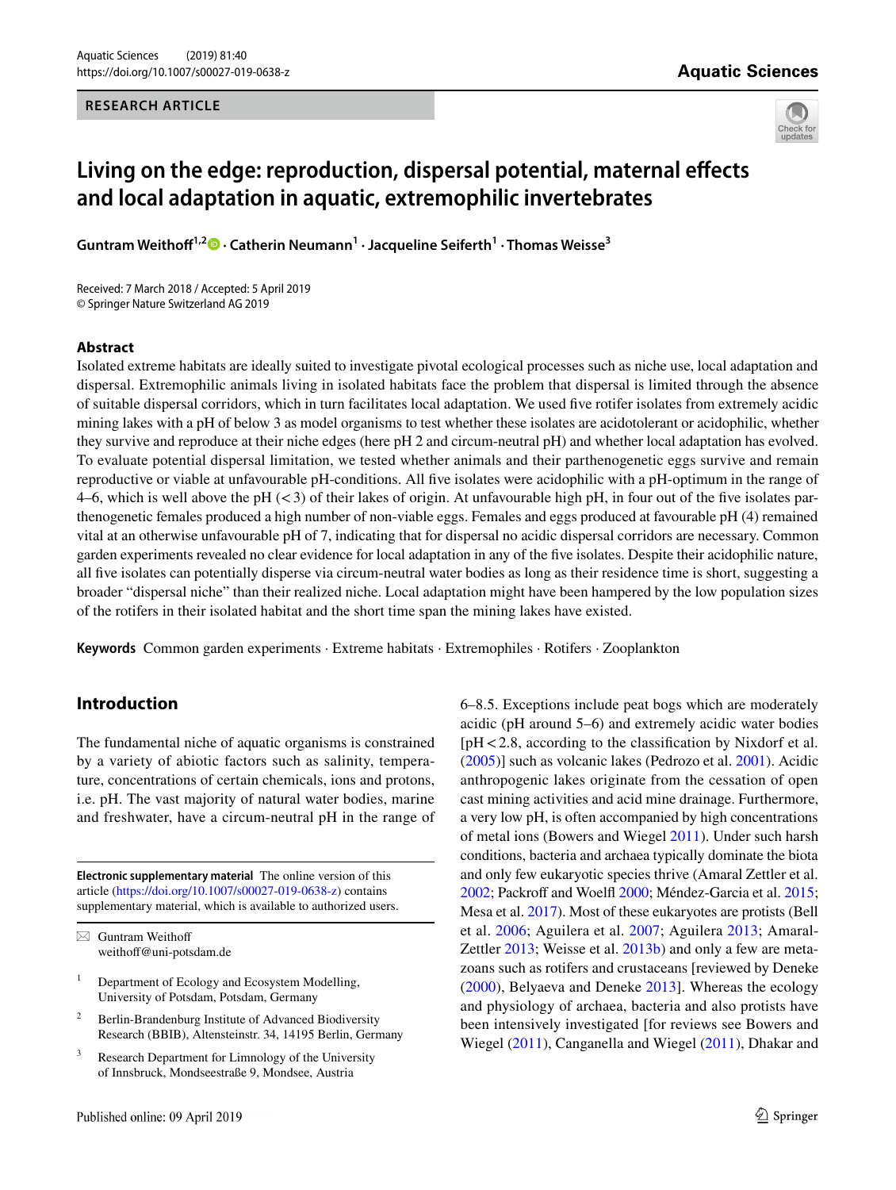RESEARCH ARTICLE

# Living on the edge: reproduction, dispersal potential, maternal effects and local adaptation in aquatic, extremophilic invertebrates

**Guntram Weithoff[1,2] · Catherin Neumann[1] · Jacqueline Seiferth[1] · Thomas Weisse[3]**

Received: 7 March 2018 / Accepted: 5 April 2019
© Springer Nature Switzerland AG 2019

## Abstract

Isolated extreme habitats are ideally suited to investigate pivotal ecological processes such as niche use, local adaptation and dispersal. Extremophilic animals living in isolated habitats face the problem that dispersal is limited through the absence of suitable dispersal corridors, which in turn facilitates local adaptation. We used five rotifer isolates from extremely acidic mining lakes with a pH of below 3 as model organisms to test whether these isolates are acidotolerant or acidophilic, whether they survive and reproduce at their niche edges (here pH 2 and circum-neutral pH) and whether local adaptation has evolved. To evaluate potential dispersal limitation, we tested whether animals and their parthenogenetic eggs survive and remain reproductive or viable at unfavourable pH-conditions. All five isolates were acidophilic with a pH-optimum in the range of 4–6, which is well above the pH (< 3) of their lakes of origin. At unfavourable high pH, in four out of the five isolates parthenogenetic females produced a high number of non-viable eggs. Females and eggs produced at favourable pH (4) remained vital at an otherwise unfavourable pH of 7, indicating that for dispersal no acidic dispersal corridors are necessary. Common garden experiments revealed no clear evidence for local adaptation in any of the five isolates. Despite their acidophilic nature, all five isolates can potentially disperse via circum-neutral water bodies as long as their residence time is short, suggesting a broader "dispersal niche" than their realized niche. Local adaptation might have been hampered by the low population sizes of the rotifers in their isolated habitat and the short time span the mining lakes have existed.

**Keywords** Common garden experiments · Extreme habitats · Extremophiles · Rotifers · Zooplankton

## Introduction

The fundamental niche of aquatic organisms is constrained by a variety of abiotic factors such as salinity, temperature, concentrations of certain chemicals, ions and protons, i.e. pH. The vast majority of natural water bodies, marine and freshwater, have a circum-neutral pH in the range of 6–8.5. Exceptions include peat bogs which are moderately acidic (pH around 5–6) and extremely acidic water bodies [pH < 2.8, according to the classification by Nixdorf et al. (2005)] such as volcanic lakes (Pedrozo et al. 2001). Acidic anthropogenic lakes originate from the cessation of open cast mining activities and acid mine drainage. Furthermore, a very low pH, is often accompanied by high concentrations of metal ions (Bowers and Wiegel 2011). Under such harsh conditions, bacteria and archaea typically dominate the biota and only few eukaryotic species thrive (Amaral Zettler et al. 2002; Packroff and Woelfl 2000; Méndez-Garcia et al. 2015; Mesa et al. 2017). Most of these eukaryotes are protists (Bell et al. 2006; Aguilera et al. 2007; Aguilera 2013; Amaral-Zettler 2013; Weisse et al. 2013b) and only a few are metazoans such as rotifers and crustaceans [reviewed by Deneke (2000), Belyaeva and Deneke 2013]. Whereas the ecology and physiology of archaea, bacteria and also protists have been intensively investigated [for reviews see Bowers and Wiegel (2011), Canganella and Wiegel (2011), Dhakar and

---

**Electronic supplementary material** The online version of this article (https://doi.org/10.1007/s00027-019-0638-z) contains supplementary material, which is available to authorized users.

✉ Guntram Weithoff
weithoff@uni-potsdam.de

[1] Department of Ecology and Ecosystem Modelling, University of Potsdam, Potsdam, Germany

[2] Berlin-Brandenburg Institute of Advanced Biodiversity Research (BBIB), Altensteinstr. 34, 14195 Berlin, Germany

[3] Research Department for Limnology of the University of Innsbruck, Mondseestraße 9, Mondsee, Austria

Published online: 09 April 2019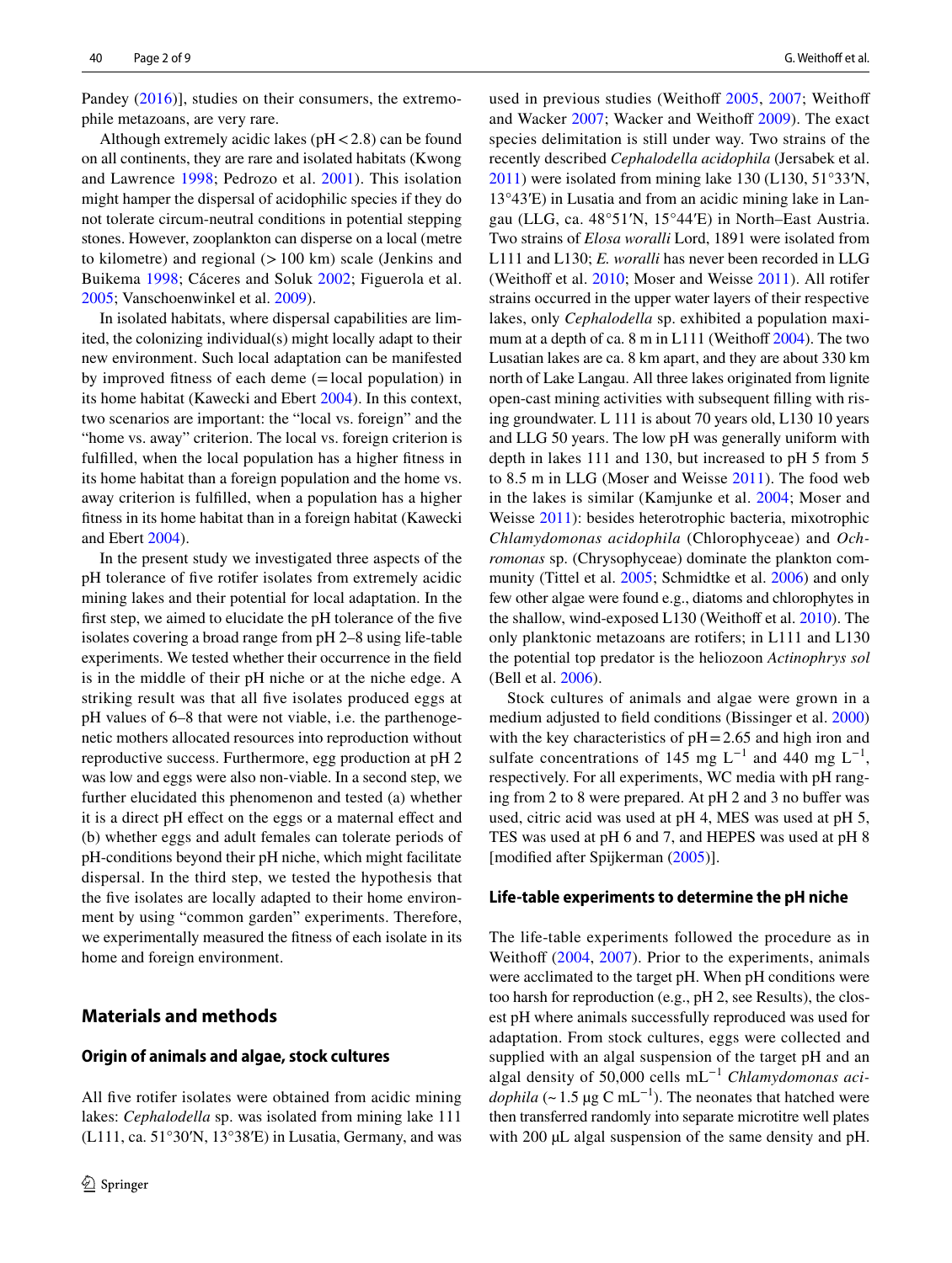Pandey (2016)], studies on their consumers, the extremophile metazoans, are very rare.

Although extremely acidic lakes (pH < 2.8) can be found on all continents, they are rare and isolated habitats (Kwong and Lawrence 1998; Pedrozo et al. 2001). This isolation might hamper the dispersal of acidophilic species if they do not tolerate circum-neutral conditions in potential stepping stones. However, zooplankton can disperse on a local (metre to kilometre) and regional (> 100 km) scale (Jenkins and Buikema 1998; Cáceres and Soluk 2002; Figuerola et al. 2005; Vanschoenwinkel et al. 2009).

In isolated habitats, where dispersal capabilities are limited, the colonizing individual(s) might locally adapt to their new environment. Such local adaptation can be manifested by improved fitness of each deme (= local population) in its home habitat (Kawecki and Ebert 2004). In this context, two scenarios are important: the "local vs. foreign" and the "home vs. away" criterion. The local vs. foreign criterion is fulfilled, when the local population has a higher fitness in its home habitat than a foreign population and the home vs. away criterion is fulfilled, when a population has a higher fitness in its home habitat than in a foreign habitat (Kawecki and Ebert 2004).

In the present study we investigated three aspects of the pH tolerance of five rotifer isolates from extremely acidic mining lakes and their potential for local adaptation. In the first step, we aimed to elucidate the pH tolerance of the five isolates covering a broad range from pH 2–8 using life-table experiments. We tested whether their occurrence in the field is in the middle of their pH niche or at the niche edge. A striking result was that all five isolates produced eggs at pH values of 6–8 that were not viable, i.e. the parthenogenetic mothers allocated resources into reproduction without reproductive success. Furthermore, egg production at pH 2 was low and eggs were also non-viable. In a second step, we further elucidated this phenomenon and tested (a) whether it is a direct pH effect on the eggs or a maternal effect and (b) whether eggs and adult females can tolerate periods of pH-conditions beyond their pH niche, which might facilitate dispersal. In the third step, we tested the hypothesis that the five isolates are locally adapted to their home environment by using "common garden" experiments. Therefore, we experimentally measured the fitness of each isolate in its home and foreign environment.

## Materials and methods

### Origin of animals and algae, stock cultures

All five rotifer isolates were obtained from acidic mining lakes: *Cephalodella* sp. was isolated from mining lake 111 (L111, ca. 51°30′N, 13°38′E) in Lusatia, Germany, and was used in previous studies (Weithoff 2005, 2007; Weithoff and Wacker 2007; Wacker and Weithoff 2009). The exact species delimitation is still under way. Two strains of the recently described *Cephalodella acidophila* (Jersabek et al. 2011) were isolated from mining lake 130 (L130, 51°33′N, 13°43′E) in Lusatia and from an acidic mining lake in Langau (LLG, ca. 48°51′N, 15°44′E) in North–East Austria. Two strains of *Elosa woralli* Lord, 1891 were isolated from L111 and L130; *E. woralli* has never been recorded in LLG (Weithoff et al. 2010; Moser and Weisse 2011). All rotifer strains occurred in the upper water layers of their respective lakes, only *Cephalodella* sp. exhibited a population maximum at a depth of ca. 8 m in L111 (Weithoff 2004). The two Lusatian lakes are ca. 8 km apart, and they are about 330 km north of Lake Langau. All three lakes originated from lignite open-cast mining activities with subsequent filling with rising groundwater. L 111 is about 70 years old, L130 10 years and LLG 50 years. The low pH was generally uniform with depth in lakes 111 and 130, but increased to pH 5 from 5 to 8.5 m in LLG (Moser and Weisse 2011). The food web in the lakes is similar (Kamjunke et al. 2004; Moser and Weisse 2011): besides heterotrophic bacteria, mixotrophic *Chlamydomonas acidophila* (Chlorophyceae) and *Ochromonas* sp. (Chrysophyceae) dominate the plankton community (Tittel et al. 2005; Schmidtke et al. 2006) and only few other algae were found e.g., diatoms and chlorophytes in the shallow, wind-exposed L130 (Weithoff et al. 2010). The only planktonic metazoans are rotifers; in L111 and L130 the potential top predator is the heliozoon *Actinophrys sol* (Bell et al. 2006).

Stock cultures of animals and algae were grown in a medium adjusted to field conditions (Bissinger et al. 2000) with the key characteristics of pH = 2.65 and high iron and sulfate concentrations of 145 mg $L^{-1}$ and 440 mg $L^{-1}$, respectively. For all experiments, WC media with pH ranging from 2 to 8 were prepared. At pH 2 and 3 no buffer was used, citric acid was used at pH 4, MES was used at pH 5, TES was used at pH 6 and 7, and HEPES was used at pH 8 [modified after Spijkerman (2005)].

### Life-table experiments to determine the pH niche

The life-table experiments followed the procedure as in Weithoff (2004, 2007). Prior to the experiments, animals were acclimated to the target pH. When pH conditions were too harsh for reproduction (e.g., pH 2, see Results), the closest pH where animals successfully reproduced was used for adaptation. From stock cultures, eggs were collected and supplied with an algal suspension of the target pH and an algal density of 50,000 cells $mL^{-1}$ *Chlamydomonas acidophila* (~ 1.5 µg C $mL^{-1}$). The neonates that hatched were then transferred randomly into separate microtitre well plates with 200 µL algal suspension of the same density and pH.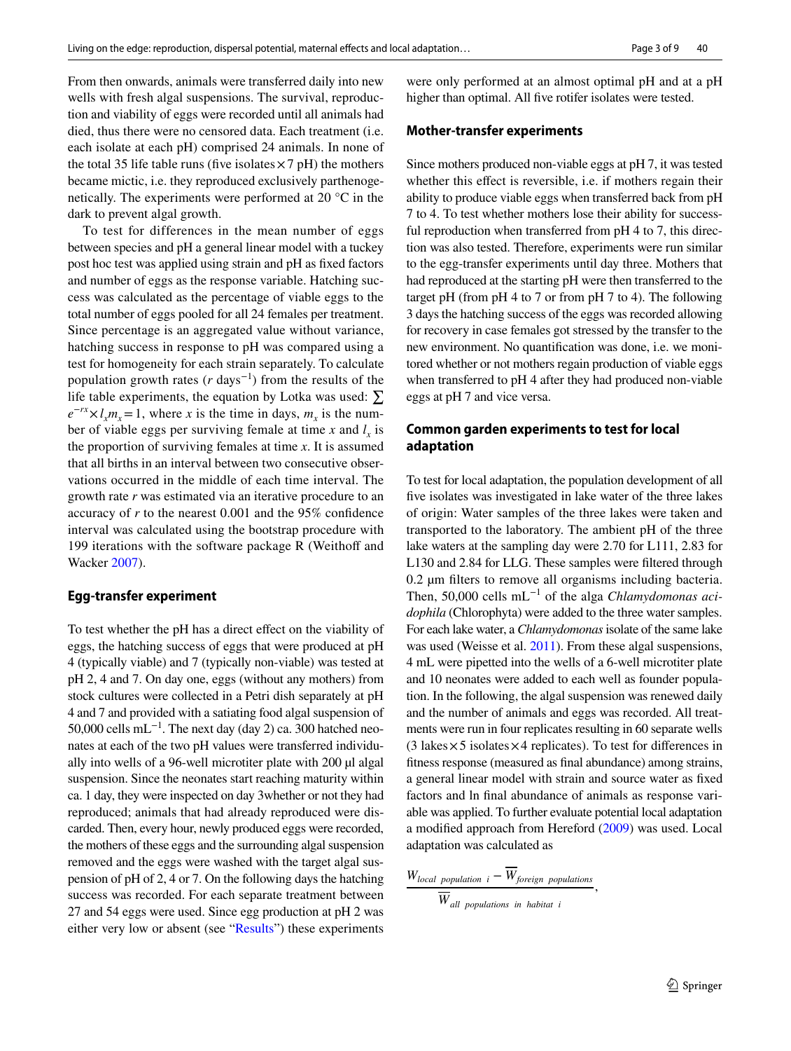From then onwards, animals were transferred daily into new wells with fresh algal suspensions. The survival, reproduction and viability of eggs were recorded until all animals had died, thus there were no censored data. Each treatment (i.e. each isolate at each pH) comprised 24 animals. In none of the total 35 life table runs (five isolates × 7 pH) the mothers became mictic, i.e. they reproduced exclusively parthenogenetically. The experiments were performed at 20 °C in the dark to prevent algal growth.

To test for differences in the mean number of eggs between species and pH a general linear model with a tuckey post hoc test was applied using strain and pH as fixed factors and number of eggs as the response variable. Hatching success was calculated as the percentage of viable eggs to the total number of eggs pooled for all 24 females per treatment. Since percentage is an aggregated value without variance, hatching success in response to pH was compared using a test for homogeneity for each strain separately. To calculate population growth rates ($r$ days$^{-1}$) from the results of the life table experiments, the equation by Lotka was used: $\sum e^{-rx} \times l_x m_x = 1$, where $x$ is the time in days, $m_x$ is the number of viable eggs per surviving female at time $x$ and $l_x$ is the proportion of surviving females at time $x$. It is assumed that all births in an interval between two consecutive observations occurred in the middle of each time interval. The growth rate $r$ was estimated via an iterative procedure to an accuracy of $r$ to the nearest 0.001 and the 95% confidence interval was calculated using the bootstrap procedure with 199 iterations with the software package R (Weithoff and Wacker 2007).

### Egg-transfer experiment

To test whether the pH has a direct effect on the viability of eggs, the hatching success of eggs that were produced at pH 4 (typically viable) and 7 (typically non-viable) was tested at pH 2, 4 and 7. On day one, eggs (without any mothers) from stock cultures were collected in a Petri dish separately at pH 4 and 7 and provided with a satiating food algal suspension of 50,000 cells mL$^{-1}$. The next day (day 2) ca. 300 hatched neonates at each of the two pH values were transferred individually into wells of a 96-well microtiter plate with 200 µl algal suspension. Since the neonates start reaching maturity within ca. 1 day, they were inspected on day 3whether or not they had reproduced; animals that had already reproduced were discarded. Then, every hour, newly produced eggs were recorded, the mothers of these eggs and the surrounding algal suspension removed and the eggs were washed with the target algal suspension of pH of 2, 4 or 7. On the following days the hatching success was recorded. For each separate treatment between 27 and 54 eggs were used. Since egg production at pH 2 was either very low or absent (see "Results") these experiments were only performed at an almost optimal pH and at a pH higher than optimal. All five rotifer isolates were tested.

### Mother-transfer experiments

Since mothers produced non-viable eggs at pH 7, it was tested whether this effect is reversible, i.e. if mothers regain their ability to produce viable eggs when transferred back from pH 7 to 4. To test whether mothers lose their ability for successful reproduction when transferred from pH 4 to 7, this direction was also tested. Therefore, experiments were run similar to the egg-transfer experiments until day three. Mothers that had reproduced at the starting pH were then transferred to the target pH (from pH 4 to 7 or from pH 7 to 4). The following 3 days the hatching success of the eggs was recorded allowing for recovery in case females got stressed by the transfer to the new environment. No quantification was done, i.e. we monitored whether or not mothers regain production of viable eggs when transferred to pH 4 after they had produced non-viable eggs at pH 7 and vice versa.

### Common garden experiments to test for local adaptation

To test for local adaptation, the population development of all five isolates was investigated in lake water of the three lakes of origin: Water samples of the three lakes were taken and transported to the laboratory. The ambient pH of the three lake waters at the sampling day were 2.70 for L111, 2.83 for L130 and 2.84 for LLG. These samples were filtered through 0.2 µm filters to remove all organisms including bacteria. Then, 50,000 cells mL$^{-1}$ of the alga *Chlamydomonas acidophila* (Chlorophyta) were added to the three water samples. For each lake water, a *Chlamydomonas* isolate of the same lake was used (Weisse et al. 2011). From these algal suspensions, 4 mL were pipetted into the wells of a 6-well microtiter plate and 10 neonates were added to each well as founder population. In the following, the algal suspension was renewed daily and the number of animals and eggs was recorded. All treatments were run in four replicates resulting in 60 separate wells (3 lakes × 5 isolates × 4 replicates). To test for differences in fitness response (measured as final abundance) among strains, a general linear model with strain and source water as fixed factors and ln final abundance of animals as response variable was applied. To further evaluate potential local adaptation a modified approach from Hereford (2009) was used. Local adaptation was calculated as

$$\frac{W_{local\ population\ i} - \overline{W}_{foreign\ populations}}{\overline{W}_{all\ populations\ in\ habitat\ i}},$$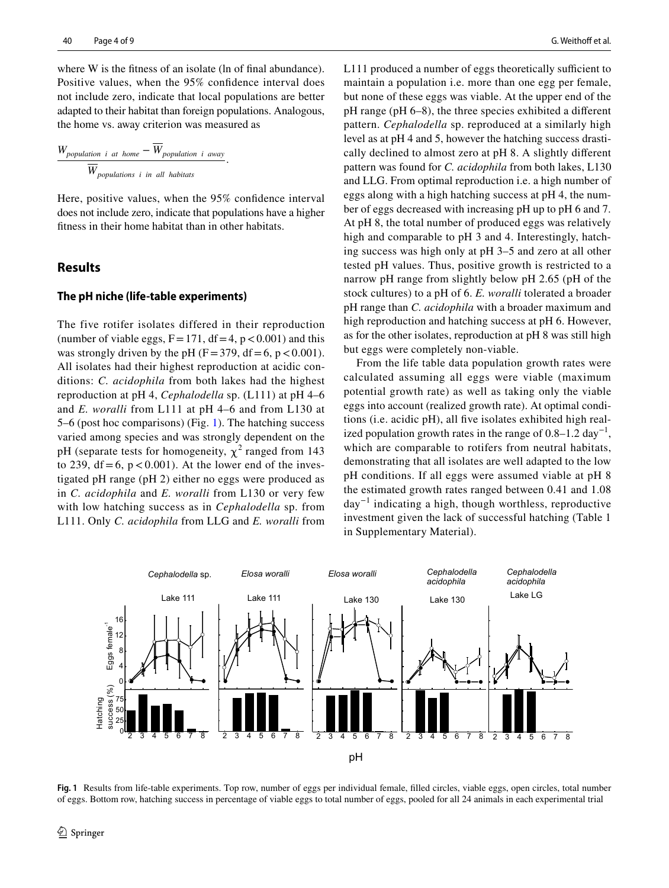where W is the fitness of an isolate (ln of final abundance). Positive values, when the 95% confidence interval does not include zero, indicate that local populations are better adapted to their habitat than foreign populations. Analogous, the home vs. away criterion was measured as

$$\frac{W_{population\ i\ at\ home} - \overline{W}_{population\ i\ away}}{\overline{W}_{populations\ i\ in\ all\ habitats}}.$$

Here, positive values, when the 95% confidence interval does not include zero, indicate that populations have a higher fitness in their home habitat than in other habitats.

## Results

### The pH niche (life-table experiments)

The five rotifer isolates differed in their reproduction (number of viable eggs, $F = 171$, $df = 4$, $p < 0.001$) and this was strongly driven by the pH ($F = 379$, $df = 6$, $p < 0.001$). All isolates had their highest reproduction at acidic conditions: *C. acidophila* from both lakes had the highest reproduction at pH 4, *Cephalodella* sp. (L111) at pH 4–6 and *E. woralli* from L111 at pH 4–6 and from L130 at 5–6 (post hoc comparisons) (Fig. 1). The hatching success varied among species and was strongly dependent on the pH (separate tests for homogeneity, $\chi^2$ ranged from 143 to 239, $df = 6$, $p < 0.001$). At the lower end of the investigated pH range (pH 2) either no eggs were produced as in *C. acidophila* and *E. woralli* from L130 or very few with low hatching success as in *Cephalodella* sp. from L111. Only *C. acidophila* from LLG and *E. woralli* from L111 produced a number of eggs theoretically sufficient to maintain a population i.e. more than one egg per female, but none of these eggs was viable. At the upper end of the pH range (pH 6–8), the three species exhibited a different pattern. *Cephalodella* sp. reproduced at a similarly high level as at pH 4 and 5, however the hatching success drastically declined to almost zero at pH 8. A slightly different pattern was found for *C. acidophila* from both lakes, L130 and LLG. From optimal reproduction i.e. a high number of eggs along with a high hatching success at pH 4, the number of eggs decreased with increasing pH up to pH 6 and 7. At pH 8, the total number of produced eggs was relatively high and comparable to pH 3 and 4. Interestingly, hatching success was high only at pH 3–5 and zero at all other tested pH values. Thus, positive growth is restricted to a narrow pH range from slightly below pH 2.65 (pH of the stock cultures) to a pH of 6. *E. woralli* tolerated a broader pH range than *C. acidophila* with a broader maximum and high reproduction and hatching success at pH 6. However, as for the other isolates, reproduction at pH 8 was still high but eggs were completely non-viable.

From the life table data population growth rates were calculated assuming all eggs were viable (maximum potential growth rate) as well as taking only the viable eggs into account (realized growth rate). At optimal conditions (i.e. acidic pH), all five isolates exhibited high realized population growth rates in the range of 0.8–1.2 $day^{-1}$, which are comparable to rotifers from neutral habitats, demonstrating that all isolates are well adapted to the low pH conditions. If all eggs were assumed viable at pH 8 the estimated growth rates ranged between 0.41 and 1.08 $day^{-1}$ indicating a high, though worthless, reproductive investment given the lack of successful hatching (Table 1 in Supplementary Material).

**Fig. 1** Results from life-table experiments. Top row, number of eggs per individual female, filled circles, viable eggs, open circles, total number of eggs. Bottom row, hatching success in percentage of viable eggs to total number of eggs, pooled for all 24 animals in each experimental trial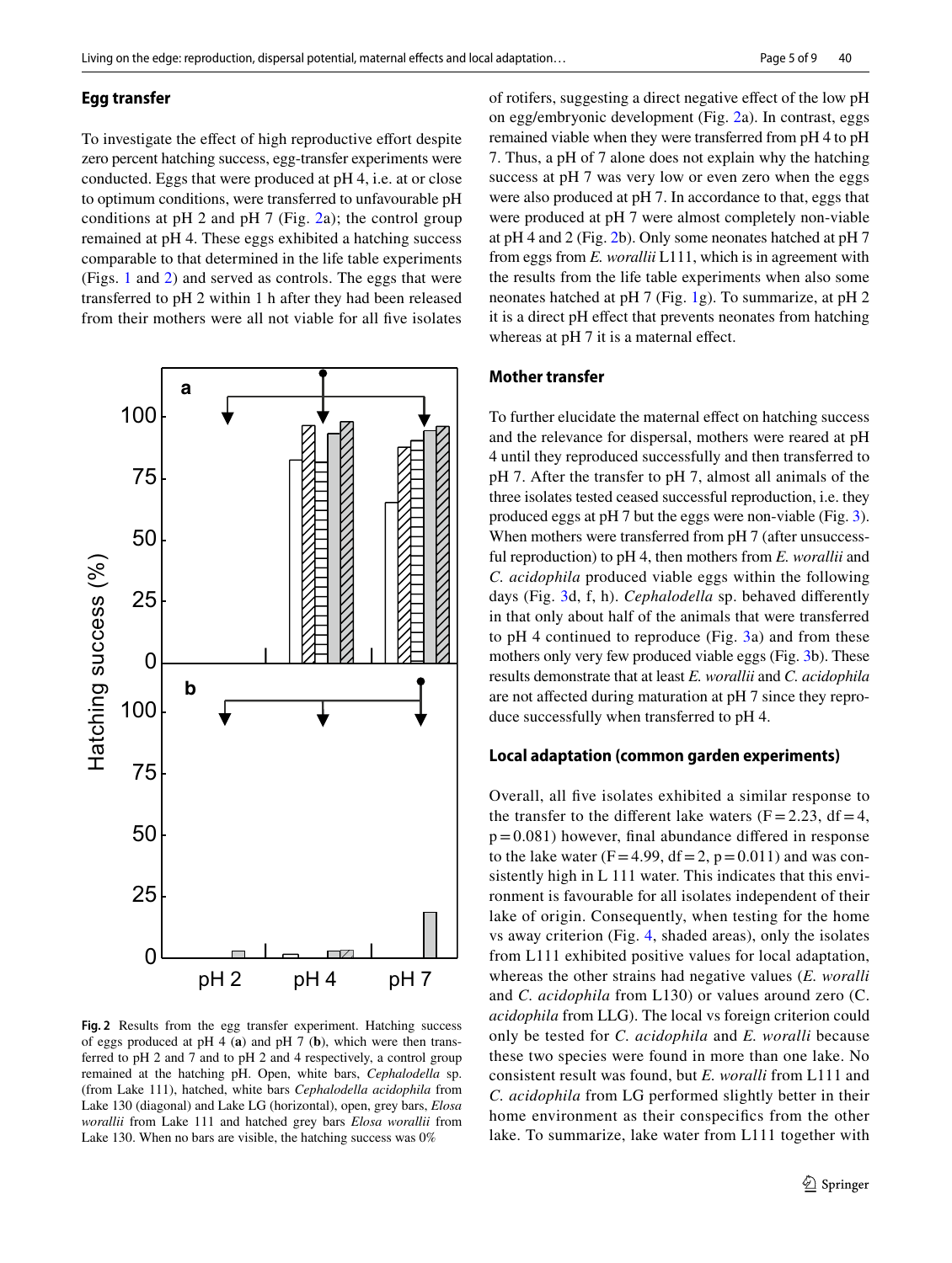### Egg transfer

To investigate the effect of high reproductive effort despite zero percent hatching success, egg-transfer experiments were conducted. Eggs that were produced at pH 4, i.e. at or close to optimum conditions, were transferred to unfavourable pH conditions at pH 2 and pH 7 (Fig. 2a); the control group remained at pH 4. These eggs exhibited a hatching success comparable to that determined in the life table experiments (Figs. 1 and 2) and served as controls. The eggs that were transferred to pH 2 within 1 h after they had been released from their mothers were all not viable for all five isolates of rotifers, suggesting a direct negative effect of the low pH on egg/embryonic development (Fig. 2a). In contrast, eggs remained viable when they were transferred from pH 4 to pH 7. Thus, a pH of 7 alone does not explain why the hatching success at pH 7 was very low or even zero when the eggs were also produced at pH 7. In accordance to that, eggs that were produced at pH 7 were almost completely non-viable at pH 4 and 2 (Fig. 2b). Only some neonates hatched at pH 7 from eggs from *E. worallii* L111, which is in agreement with the results from the life table experiments when also some neonates hatched at pH 7 (Fig. 1g). To summarize, at pH 2 it is a direct pH effect that prevents neonates from hatching whereas at pH 7 it is a maternal effect.

**Fig. 2** Results from the egg transfer experiment. Hatching success of eggs produced at pH 4 (**a**) and pH 7 (**b**), which were then transferred to pH 2 and 7 and to pH 2 and 4 respectively, a control group remained at the hatching pH. Open, white bars, *Cephalodella* sp. (from Lake 111), hatched, white bars *Cephalodella acidophila* from Lake 130 (diagonal) and Lake LG (horizontal), open, grey bars, *Elosa worallii* from Lake 111 and hatched grey bars *Elosa worallii* from Lake 130. When no bars are visible, the hatching success was 0%

### Mother transfer

To further elucidate the maternal effect on hatching success and the relevance for dispersal, mothers were reared at pH 4 until they reproduced successfully and then transferred to pH 7. After the transfer to pH 7, almost all animals of the three isolates tested ceased successful reproduction, i.e. they produced eggs at pH 7 but the eggs were non-viable (Fig. 3). When mothers were transferred from pH 7 (after unsuccessful reproduction) to pH 4, then mothers from *E. worallii* and *C. acidophila* produced viable eggs within the following days (Fig. 3d, f, h). *Cephalodella* sp. behaved differently in that only about half of the animals that were transferred to pH 4 continued to reproduce (Fig. 3a) and from these mothers only very few produced viable eggs (Fig. 3b). These results demonstrate that at least *E. worallii* and *C. acidophila* are not affected during maturation at pH 7 since they reproduce successfully when transferred to pH 4.

### Local adaptation (common garden experiments)

Overall, all five isolates exhibited a similar response to the transfer to the different lake waters (F = 2.23, df = 4, p = 0.081) however, final abundance differed in response to the lake water (F = 4.99, df = 2, p = 0.011) and was consistently high in L 111 water. This indicates that this environment is favourable for all isolates independent of their lake of origin. Consequently, when testing for the home vs away criterion (Fig. 4, shaded areas), only the isolates from L111 exhibited positive values for local adaptation, whereas the other strains had negative values (*E. woralli* and *C. acidophila* from L130) or values around zero (C. *acidophila* from LLG). The local vs foreign criterion could only be tested for *C. acidophila* and *E. woralli* because these two species were found in more than one lake. No consistent result was found, but *E. woralli* from L111 and *C. acidophila* from LG performed slightly better in their home environment as their conspecifics from the other lake. To summarize, lake water from L111 together with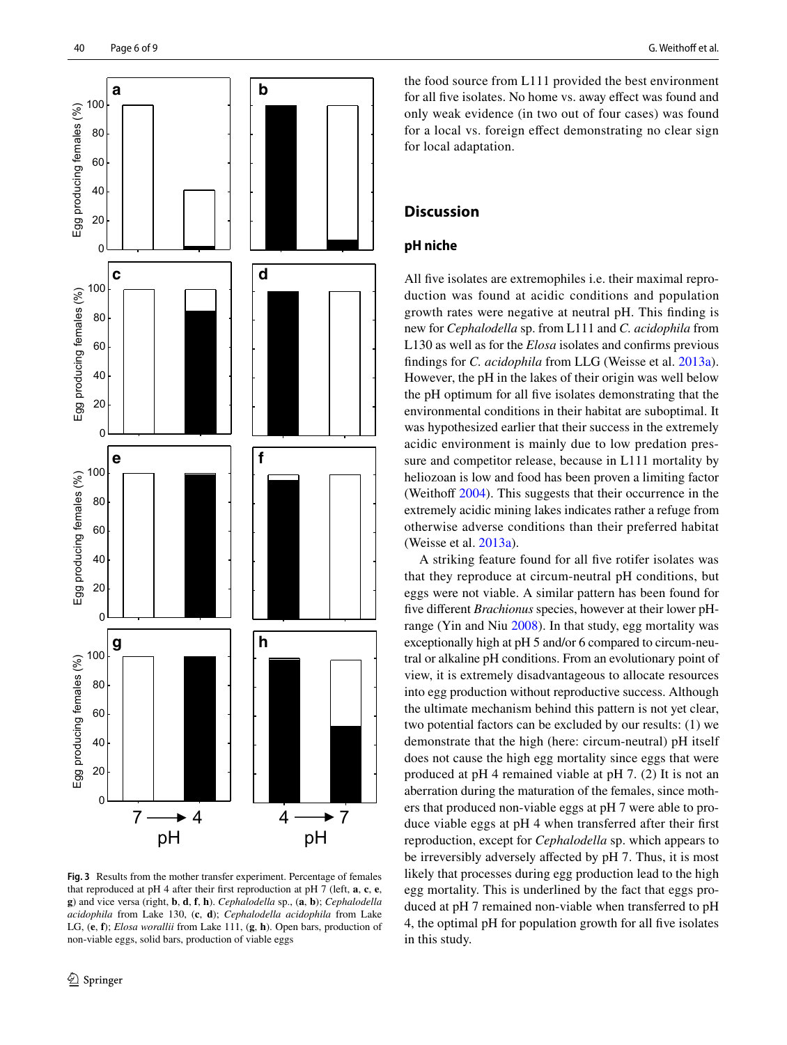Fig. 3 Results from the mother transfer experiment. Percentage of females that reproduced at pH 4 after their first reproduction at pH 7 (left, **a**, **c**, **e**, **g**) and vice versa (right, **b**, **d**, **f**, **h**). *Cephalodella* sp., (**a**, **b**); *Cephalodella acidophila* from Lake 130, (**c**, **d**); *Cephalodella acidophila* from Lake LG, (**e**, **f**); *Elosa worallii* from Lake 111, (**g**, **h**). Open bars, production of non-viable eggs, solid bars, production of viable eggs

the food source from L111 provided the best environment for all five isolates. No home vs. away effect was found and only weak evidence (in two out of four cases) was found for a local vs. foreign effect demonstrating no clear sign for local adaptation.

## Discussion

### pH niche

All five isolates are extremophiles i.e. their maximal reproduction was found at acidic conditions and population growth rates were negative at neutral pH. This finding is new for *Cephalodella* sp. from L111 and *C. acidophila* from L130 as well as for the *Elosa* isolates and confirms previous findings for *C. acidophila* from LLG (Weisse et al. 2013a). However, the pH in the lakes of their origin was well below the pH optimum for all five isolates demonstrating that the environmental conditions in their habitat are suboptimal. It was hypothesized earlier that their success in the extremely acidic environment is mainly due to low predation pressure and competitor release, because in L111 mortality by heliozoan is low and food has been proven a limiting factor (Weithoff 2004). This suggests that their occurrence in the extremely acidic mining lakes indicates rather a refuge from otherwise adverse conditions than their preferred habitat (Weisse et al. 2013a).

A striking feature found for all five rotifer isolates was that they reproduce at circum-neutral pH conditions, but eggs were not viable. A similar pattern has been found for five different *Brachionus* species, however at their lower pH-range (Yin and Niu 2008). In that study, egg mortality was exceptionally high at pH 5 and/or 6 compared to circum-neutral or alkaline pH conditions. From an evolutionary point of view, it is extremely disadvantageous to allocate resources into egg production without reproductive success. Although the ultimate mechanism behind this pattern is not yet clear, two potential factors can be excluded by our results: (1) we demonstrate that the high (here: circum-neutral) pH itself does not cause the high egg mortality since eggs that were produced at pH 4 remained viable at pH 7. (2) It is not an aberration during the maturation of the females, since mothers that produced non-viable eggs at pH 7 were able to produce viable eggs at pH 4 when transferred after their first reproduction, except for *Cephalodella* sp. which appears to be irreversibly adversely affected by pH 7. Thus, it is most likely that processes during egg production lead to the high egg mortality. This is underlined by the fact that eggs produced at pH 7 remained non-viable when transferred to pH 4, the optimal pH for population growth for all five isolates in this study.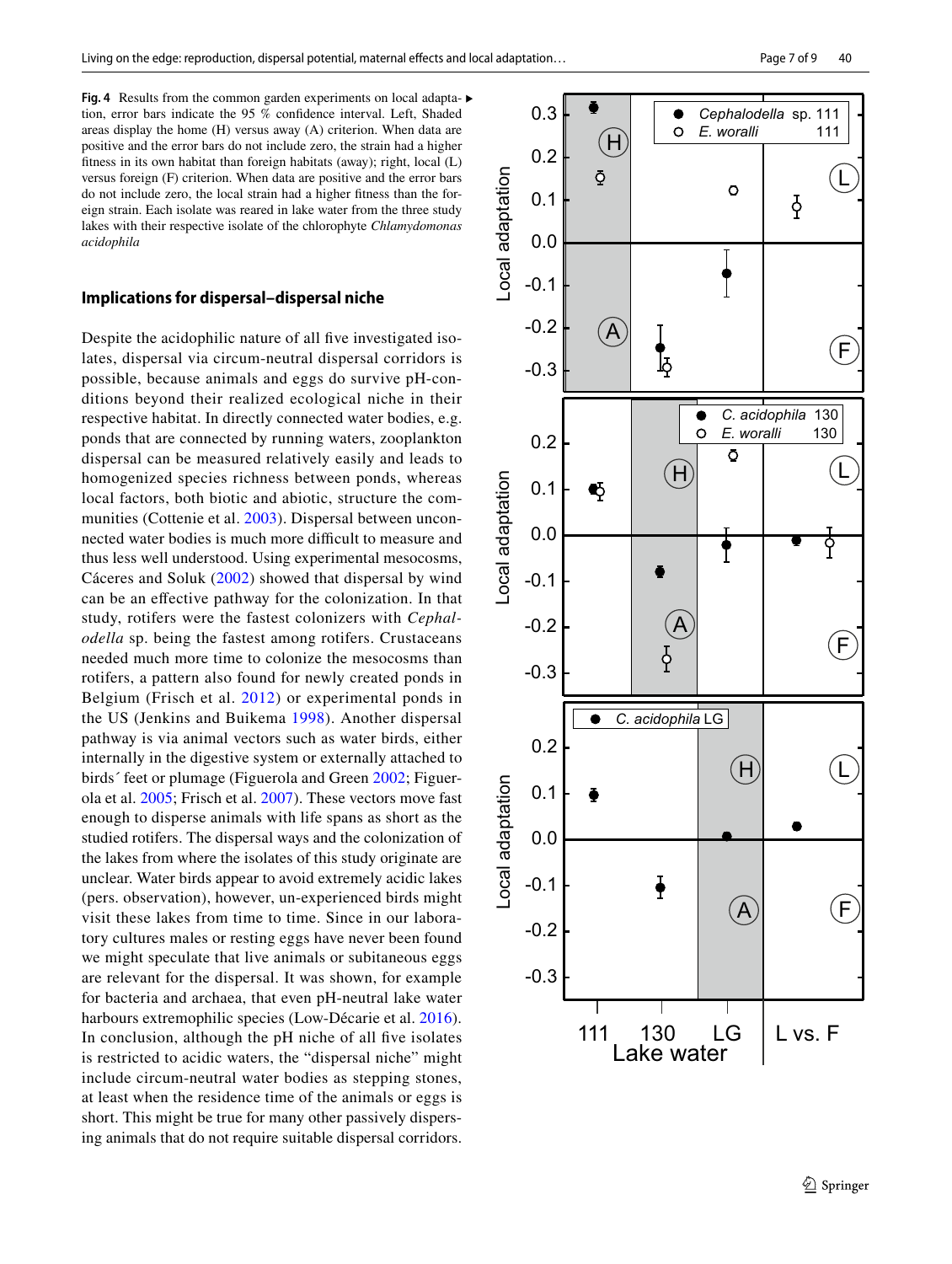**Fig. 4** Results from the common garden experiments on local adaptation, error bars indicate the 95 % confidence interval. Left, Shaded areas display the home (H) versus away (A) criterion. When data are positive and the error bars do not include zero, the strain had a higher fitness in its own habitat than foreign habitats (away); right, local (L) versus foreign (F) criterion. When data are positive and the error bars do not include zero, the local strain had a higher fitness than the foreign strain. Each isolate was reared in lake water from the three study lakes with their respective isolate of the chlorophyte *Chlamydomonas acidophila*

## Implications for dispersal–dispersal niche

Despite the acidophilic nature of all five investigated isolates, dispersal via circum-neutral dispersal corridors is possible, because animals and eggs do survive pH-conditions beyond their realized ecological niche in their respective habitat. In directly connected water bodies, e.g. ponds that are connected by running waters, zooplankton dispersal can be measured relatively easily and leads to homogenized species richness between ponds, whereas local factors, both biotic and abiotic, structure the communities (Cottenie et al. 2003). Dispersal between unconnected water bodies is much more difficult to measure and thus less well understood. Using experimental mesocosms, Cáceres and Soluk (2002) showed that dispersal by wind can be an effective pathway for the colonization. In that study, rotifers were the fastest colonizers with *Cephalodella* sp. being the fastest among rotifers. Crustaceans needed much more time to colonize the mesocosms than rotifers, a pattern also found for newly created ponds in Belgium (Frisch et al. 2012) or experimental ponds in the US (Jenkins and Buikema 1998). Another dispersal pathway is via animal vectors such as water birds, either internally in the digestive system or externally attached to birds´ feet or plumage (Figuerola and Green 2002; Figuerola et al. 2005; Frisch et al. 2007). These vectors move fast enough to disperse animals with life spans as short as the studied rotifers. The dispersal ways and the colonization of the lakes from where the isolates of this study originate are unclear. Water birds appear to avoid extremely acidic lakes (pers. observation), however, un-experienced birds might visit these lakes from time to time. Since in our laboratory cultures males or resting eggs have never been found we might speculate that live animals or subitaneous eggs are relevant for the dispersal. It was shown, for example for bacteria and archaea, that even pH-neutral lake water harbours extremophilic species (Low-Décarie et al. 2016). In conclusion, although the pH niche of all five isolates is restricted to acidic waters, the "dispersal niche" might include circum-neutral water bodies as stepping stones, at least when the residence time of the animals or eggs is short. This might be true for many other passively dispersing animals that do not require suitable dispersal corridors.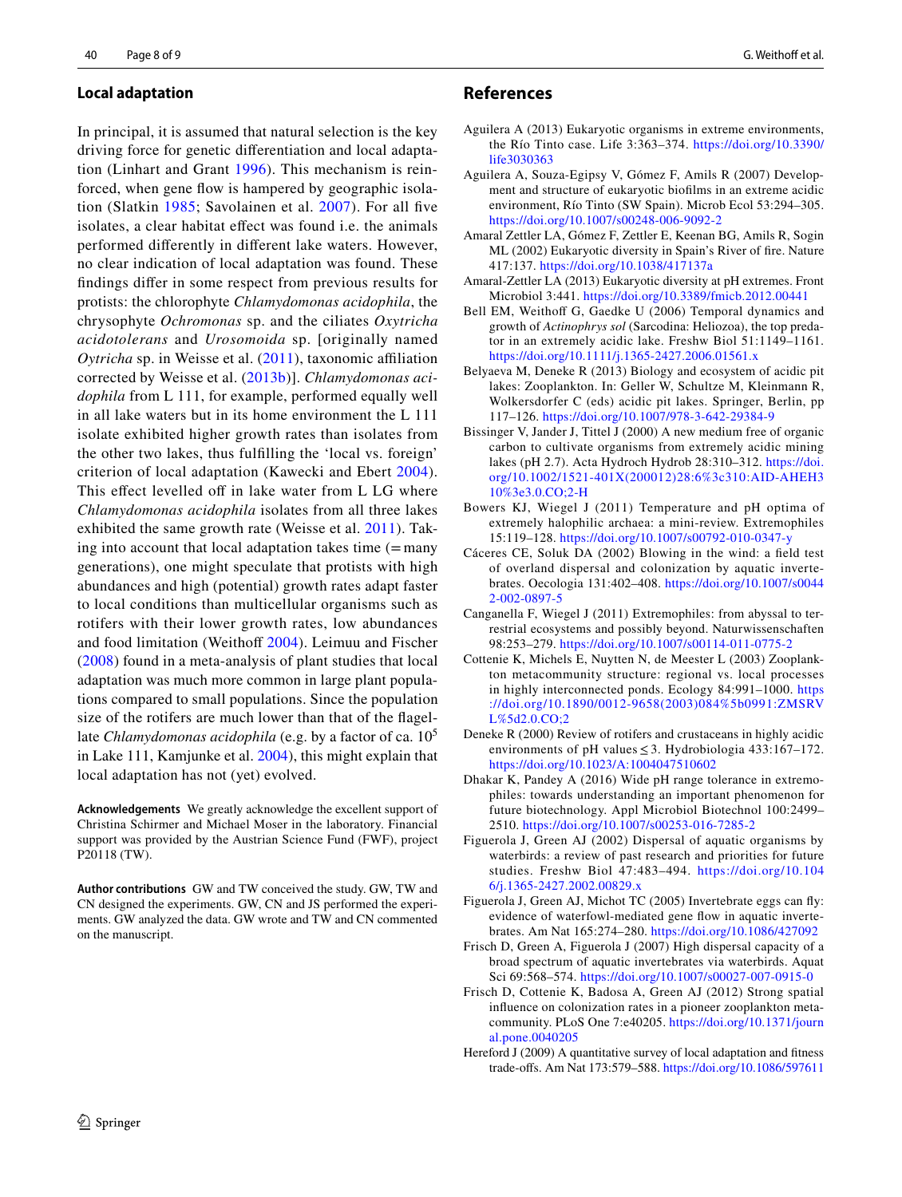### Local adaptation

In principal, it is assumed that natural selection is the key driving force for genetic differentiation and local adaptation (Linhart and Grant 1996). This mechanism is reinforced, when gene flow is hampered by geographic isolation (Slatkin 1985; Savolainen et al. 2007). For all five isolates, a clear habitat effect was found i.e. the animals performed differently in different lake waters. However, no clear indication of local adaptation was found. These findings differ in some respect from previous results for protists: the chlorophyte *Chlamydomonas acidophila*, the chrysophyte *Ochromonas* sp. and the ciliates *Oxytricha acidotolerans* and *Urosomoida* sp. [originally named *Oytricha* sp. in Weisse et al. (2011), taxonomic affiliation corrected by Weisse et al. (2013b)]. *Chlamydomonas acidophila* from L 111, for example, performed equally well in all lake waters but in its home environment the L 111 isolate exhibited higher growth rates than isolates from the other two lakes, thus fulfilling the 'local vs. foreign' criterion of local adaptation (Kawecki and Ebert 2004). This effect levelled off in lake water from L LG where *Chlamydomonas acidophila* isolates from all three lakes exhibited the same growth rate (Weisse et al. 2011). Taking into account that local adaptation takes time (= many generations), one might speculate that protists with high abundances and high (potential) growth rates adapt faster to local conditions than multicellular organisms such as rotifers with their lower growth rates, low abundances and food limitation (Weithoff 2004). Leimuu and Fischer (2008) found in a meta-analysis of plant studies that local adaptation was much more common in large plant populations compared to small populations. Since the population size of the rotifers are much lower than that of the flagellate *Chlamydomonas acidophila* (e.g. by a factor of ca. $10^5$ in Lake 111, Kamjunke et al. 2004), this might explain that local adaptation has not (yet) evolved.

**Acknowledgements** We greatly acknowledge the excellent support of Christina Schirmer and Michael Moser in the laboratory. Financial support was provided by the Austrian Science Fund (FWF), project P20118 (TW).

**Author contributions** GW and TW conceived the study. GW, TW and CN designed the experiments. GW, CN and JS performed the experiments. GW analyzed the data. GW wrote and TW and CN commented on the manuscript.

## References

Aguilera A (2013) Eukaryotic organisms in extreme environments, the Río Tinto case. Life 3:363–374. https://doi.org/10.3390/life3030363

Aguilera A, Souza-Egipsy V, Gómez F, Amils R (2007) Development and structure of eukaryotic biofilms in an extreme acidic environment, Río Tinto (SW Spain). Microb Ecol 53:294–305. https://doi.org/10.1007/s00248-006-9092-2

Amaral Zettler LA, Gómez F, Zettler E, Keenan BG, Amils R, Sogin ML (2002) Eukaryotic diversity in Spain's River of fire. Nature 417:137. https://doi.org/10.1038/417137a

Amaral-Zettler LA (2013) Eukaryotic diversity at pH extremes. Front Microbiol 3:441. https://doi.org/10.3389/fmicb.2012.00441

Bell EM, Weithoff G, Gaedke U (2006) Temporal dynamics and growth of *Actinophrys sol* (Sarcodina: Heliozoa), the top predator in an extremely acidic lake. Freshw Biol 51:1149–1161. https://doi.org/10.1111/j.1365-2427.2006.01561.x

Belyaeva M, Deneke R (2013) Biology and ecosystem of acidic pit lakes: Zooplankton. In: Geller W, Schultze M, Kleinmann R, Wolkersdorfer C (eds) acidic pit lakes. Springer, Berlin, pp 117–126. https://doi.org/10.1007/978-3-642-29384-9

Bissinger V, Jander J, Tittel J (2000) A new medium free of organic carbon to cultivate organisms from extremely acidic mining lakes (pH 2.7). Acta Hydroch Hydrob 28:310–312. https://doi.org/10.1002/1521-401X(200012)28:6%3c310:AID-AHEH310%3e3.0.CO;2-H

Bowers KJ, Wiegel J (2011) Temperature and pH optima of extremely halophilic archaea: a mini-review. Extremophiles 15:119–128. https://doi.org/10.1007/s00792-010-0347-y

Cáceres CE, Soluk DA (2002) Blowing in the wind: a field test of overland dispersal and colonization by aquatic invertebrates. Oecologia 131:402–408. https://doi.org/10.1007/s00442-002-0897-5

Canganella F, Wiegel J (2011) Extremophiles: from abyssal to terrestrial ecosystems and possibly beyond. Naturwissenschaften 98:253–279. https://doi.org/10.1007/s00114-011-0775-2

Cottenie K, Michels E, Nuytten N, de Meester L (2003) Zooplankton metacommunity structure: regional vs. local processes in highly interconnected ponds. Ecology 84:991–1000. https://doi.org/10.1890/0012-9658(2003)084%5b0991:ZMSRVL%5d2.0.CO;2

Deneke R (2000) Review of rotifers and crustaceans in highly acidic environments of pH values ≤ 3. Hydrobiologia 433:167–172. https://doi.org/10.1023/A:1004047510602

Dhakar K, Pandey A (2016) Wide pH range tolerance in extremophiles: towards understanding an important phenomenon for future biotechnology. Appl Microbiol Biotechnol 100:2499–2510. https://doi.org/10.1007/s00253-016-7285-2

Figuerola J, Green AJ (2002) Dispersal of aquatic organisms by waterbirds: a review of past research and priorities for future studies. Freshw Biol 47:483–494. https://doi.org/10.1046/j.1365-2427.2002.00829.x

Figuerola J, Green AJ, Michot TC (2005) Invertebrate eggs can fly: evidence of waterfowl-mediated gene flow in aquatic invertebrates. Am Nat 165:274–280. https://doi.org/10.1086/427092

Frisch D, Green A, Figuerola J (2007) High dispersal capacity of a broad spectrum of aquatic invertebrates via waterbirds. Aquat Sci 69:568–574. https://doi.org/10.1007/s00027-007-0915-0

Frisch D, Cottenie K, Badosa A, Green AJ (2012) Strong spatial influence on colonization rates in a pioneer zooplankton metacommunity. PLoS One 7:e40205. https://doi.org/10.1371/journal.pone.0040205

Hereford J (2009) A quantitative survey of local adaptation and fitness trade-offs. Am Nat 173:579–588. https://doi.org/10.1086/597611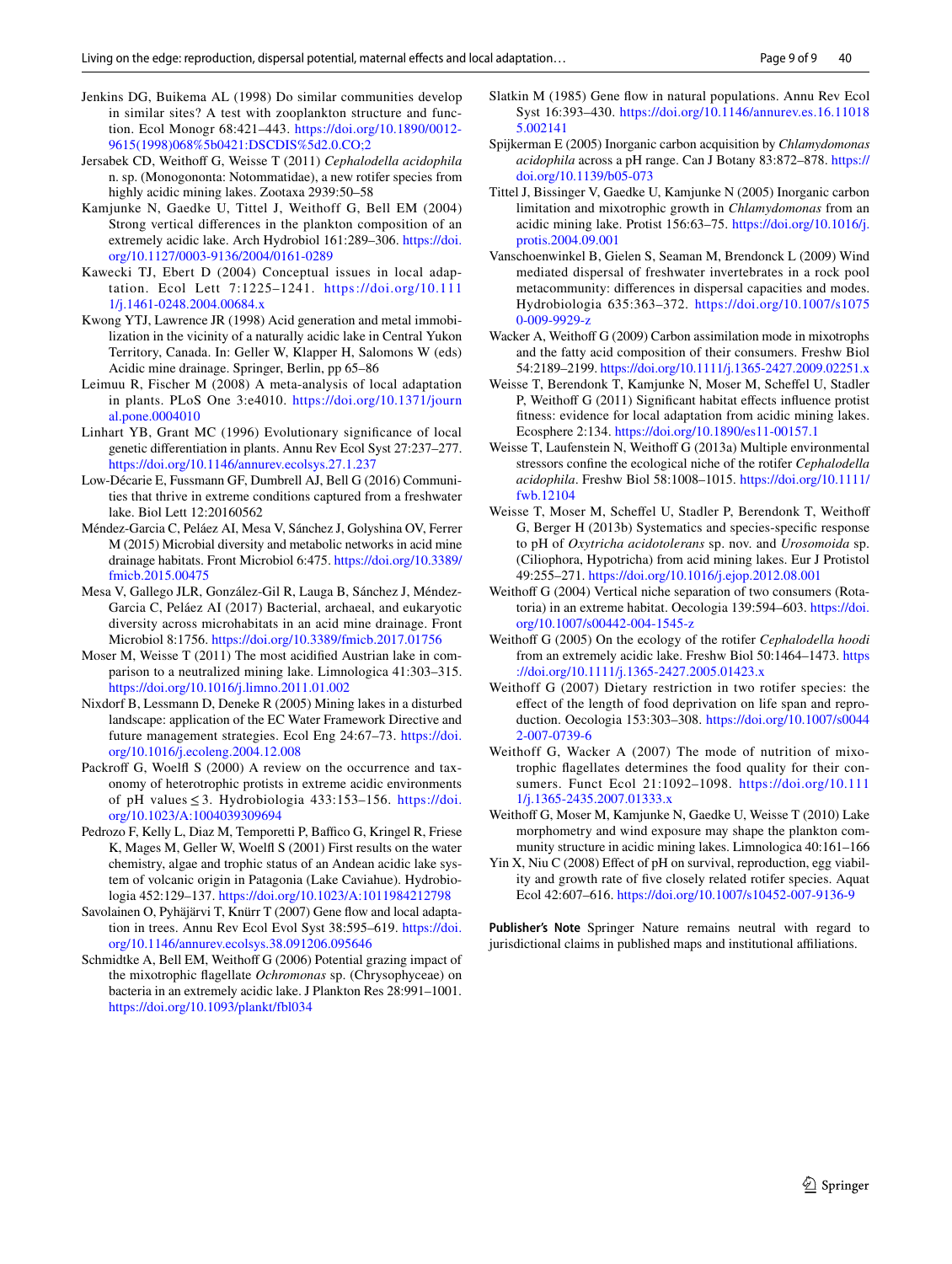Jenkins DG, Buikema AL (1998) Do similar communities develop in similar sites? A test with zooplankton structure and function. Ecol Monogr 68:421–443. https://doi.org/10.1890/0012-9615(1998)068%5b0421:DSCDIS%5d2.0.CO;2

Jersabek CD, Weithoff G, Weisse T (2011) *Cephalodella acidophila* n. sp. (Monogononta: Notommatidae), a new rotifer species from highly acidic mining lakes. Zootaxa 2939:50–58

Kamjunke N, Gaedke U, Tittel J, Weithoff G, Bell EM (2004) Strong vertical differences in the plankton composition of an extremely acidic lake. Arch Hydrobiol 161:289–306. https://doi.org/10.1127/0003-9136/2004/0161-0289

Kawecki TJ, Ebert D (2004) Conceptual issues in local adaptation. Ecol Lett 7:1225–1241. https://doi.org/10.1111/j.1461-0248.2004.00684.x

Kwong YTJ, Lawrence JR (1998) Acid generation and metal immobilization in the vicinity of a naturally acidic lake in Central Yukon Territory, Canada. In: Geller W, Klapper H, Salomons W (eds) Acidic mine drainage. Springer, Berlin, pp 65–86

Leimuu R, Fischer M (2008) A meta-analysis of local adaptation in plants. PLoS One 3:e4010. https://doi.org/10.1371/journal.pone.0004010

Linhart YB, Grant MC (1996) Evolutionary significance of local genetic differentiation in plants. Annu Rev Ecol Syst 27:237–277. https://doi.org/10.1146/annurev.ecolsys.27.1.237

Low-Décarie E, Fussmann GF, Dumbrell AJ, Bell G (2016) Communities that thrive in extreme conditions captured from a freshwater lake. Biol Lett 12:20160562

Méndez-Garcia C, Peláez AI, Mesa V, Sánchez J, Golyshina OV, Ferrer M (2015) Microbial diversity and metabolic networks in acid mine drainage habitats. Front Microbiol 6:475. https://doi.org/10.3389/fmicb.2015.00475

Mesa V, Gallego JLR, González-Gil R, Lauga B, Sánchez J, Méndez-Garcia C, Peláez AI (2017) Bacterial, archaeal, and eukaryotic diversity across microhabitats in an acid mine drainage. Front Microbiol 8:1756. https://doi.org/10.3389/fmicb.2017.01756

Moser M, Weisse T (2011) The most acidified Austrian lake in comparison to a neutralized mining lake. Limnologica 41:303–315. https://doi.org/10.1016/j.limno.2011.01.002

Nixdorf B, Lessmann D, Deneke R (2005) Mining lakes in a disturbed landscape: application of the EC Water Framework Directive and future management strategies. Ecol Eng 24:67–73. https://doi.org/10.1016/j.ecoleng.2004.12.008

Packroff G, Woelfl S (2000) A review on the occurrence and taxonomy of heterotrophic protists in extreme acidic environments of pH values ≤ 3. Hydrobiologia 433:153–156. https://doi.org/10.1023/A:1004039309694

Pedrozo F, Kelly L, Diaz M, Temporetti P, Baffico G, Kringel R, Friese K, Mages M, Geller W, Woelfl S (2001) First results on the water chemistry, algae and trophic status of an Andean acidic lake system of volcanic origin in Patagonia (Lake Caviahue). Hydrobiologia 452:129–137. https://doi.org/10.1023/A:1011984212798

Savolainen O, Pyhäjärvi T, Knürr T (2007) Gene flow and local adaptation in trees. Annu Rev Ecol Evol Syst 38:595–619. https://doi.org/10.1146/annurev.ecolsys.38.091206.095646

Schmidtke A, Bell EM, Weithoff G (2006) Potential grazing impact of the mixotrophic flagellate *Ochromonas* sp. (Chrysophyceae) on bacteria in an extremely acidic lake. J Plankton Res 28:991–1001. https://doi.org/10.1093/plankt/fbl034

Slatkin M (1985) Gene flow in natural populations. Annu Rev Ecol Syst 16:393–430. https://doi.org/10.1146/annurev.es.16.110185.002141

Spijkerman E (2005) Inorganic carbon acquisition by *Chlamydomonas acidophila* across a pH range. Can J Botany 83:872–878. https://doi.org/10.1139/b05-073

Tittel J, Bissinger V, Gaedke U, Kamjunke N (2005) Inorganic carbon limitation and mixotrophic growth in *Chlamydomonas* from an acidic mining lake. Protist 156:63–75. https://doi.org/10.1016/j.protis.2004.09.001

Vanschoenwinkel B, Gielen S, Seaman M, Brendonck L (2009) Wind mediated dispersal of freshwater invertebrates in a rock pool metacommunity: differences in dispersal capacities and modes. Hydrobiologia 635:363–372. https://doi.org/10.1007/s10750-009-9929-z

Wacker A, Weithoff G (2009) Carbon assimilation mode in mixotrophs and the fatty acid composition of their consumers. Freshw Biol 54:2189–2199. https://doi.org/10.1111/j.1365-2427.2009.02251.x

Weisse T, Berendonk T, Kamjunke N, Moser M, Scheffel U, Stadler P, Weithoff G (2011) Significant habitat effects influence protist fitness: evidence for local adaptation from acidic mining lakes. Ecosphere 2:134. https://doi.org/10.1890/es11-00157.1

Weisse T, Laufenstein N, Weithoff G (2013a) Multiple environmental stressors confine the ecological niche of the rotifer *Cephalodella acidophila*. Freshw Biol 58:1008–1015. https://doi.org/10.1111/fwb.12104

Weisse T, Moser M, Scheffel U, Stadler P, Berendonk T, Weithoff G, Berger H (2013b) Systematics and species-specific response to pH of *Oxytricha acidotolerans* sp. nov. and *Urosomoida* sp. (Ciliophora, Hypotricha) from acid mining lakes. Eur J Protistol 49:255–271. https://doi.org/10.1016/j.ejop.2012.08.001

Weithoff G (2004) Vertical niche separation of two consumers (Rotatoria) in an extreme habitat. Oecologia 139:594–603. https://doi.org/10.1007/s00442-004-1545-z

Weithoff G (2005) On the ecology of the rotifer *Cephalodella hoodi* from an extremely acidic lake. Freshw Biol 50:1464–1473. https://doi.org/10.1111/j.1365-2427.2005.01423.x

Weithoff G (2007) Dietary restriction in two rotifer species: the effect of the length of food deprivation on life span and reproduction. Oecologia 153:303–308. https://doi.org/10.1007/s00442-007-0739-6

Weithoff G, Wacker A (2007) The mode of nutrition of mixotrophic flagellates determines the food quality for their consumers. Funct Ecol 21:1092–1098. https://doi.org/10.1111/j.1365-2435.2007.01333.x

Weithoff G, Moser M, Kamjunke N, Gaedke U, Weisse T (2010) Lake morphometry and wind exposure may shape the plankton community structure in acidic mining lakes. Limnologica 40:161–166

Yin X, Niu C (2008) Effect of pH on survival, reproduction, egg viability and growth rate of five closely related rotifer species. Aquat Ecol 42:607–616. https://doi.org/10.1007/s10452-007-9136-9

**Publisher's Note** Springer Nature remains neutral with regard to jurisdictional claims in published maps and institutional affiliations.